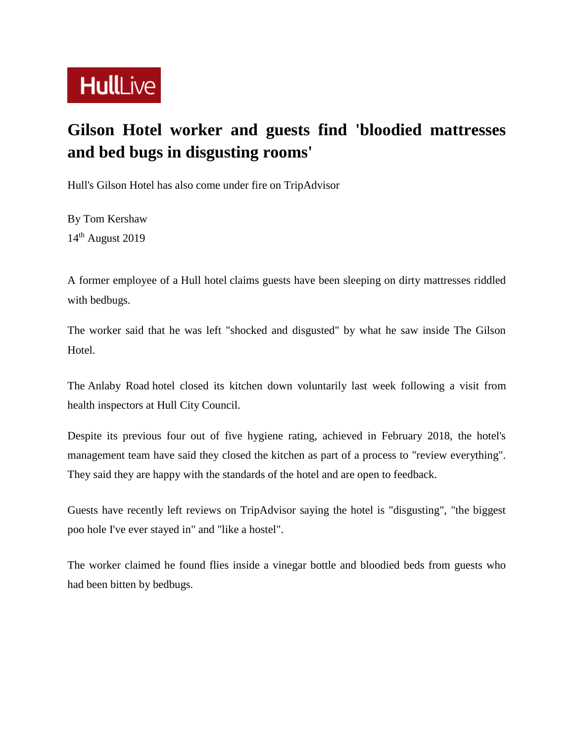HullLive

# Gilson Hotel worker and guests find 'bloodied mattresses and bed bugs in disgusting rooms'

Hull's Gilson Hotel has also come under fire on TripAdvisor

By Tom Kershaw
14th August 2019

A former employee of a Hull hotel claims guests have been sleeping on dirty mattresses riddled with bedbugs.

The worker said that he was left "shocked and disgusted" by what he saw inside The Gilson Hotel.

The Anlaby Road hotel closed its kitchen down voluntarily last week following a visit from health inspectors at Hull City Council.

Despite its previous four out of five hygiene rating, achieved in February 2018, the hotel's management team have said they closed the kitchen as part of a process to "review everything". They said they are happy with the standards of the hotel and are open to feedback.

Guests have recently left reviews on TripAdvisor saying the hotel is "disgusting", "the biggest poo hole I've ever stayed in" and "like a hostel".

The worker claimed he found flies inside a vinegar bottle and bloodied beds from guests who had been bitten by bedbugs.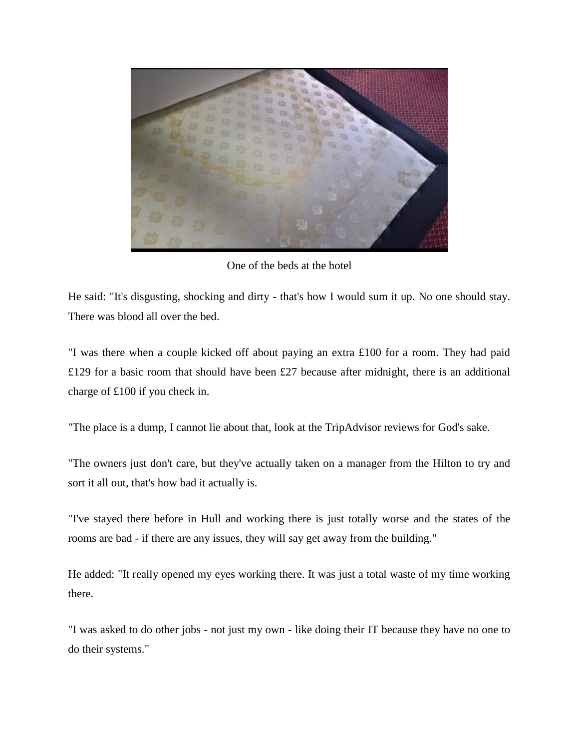One of the beds at the hotel

He said: "It's disgusting, shocking and dirty - that's how I would sum it up. No one should stay. There was blood all over the bed.

"I was there when a couple kicked off about paying an extra £100 for a room. They had paid £129 for a basic room that should have been £27 because after midnight, there is an additional charge of £100 if you check in.

"The place is a dump, I cannot lie about that, look at the TripAdvisor reviews for God's sake.

"The owners just don't care, but they've actually taken on a manager from the Hilton to try and sort it all out, that's how bad it actually is.

"I've stayed there before in Hull and working there is just totally worse and the states of the rooms are bad - if there are any issues, they will say get away from the building."

He added: "It really opened my eyes working there. It was just a total waste of my time working there.

"I was asked to do other jobs - not just my own - like doing their IT because they have no one to do their systems."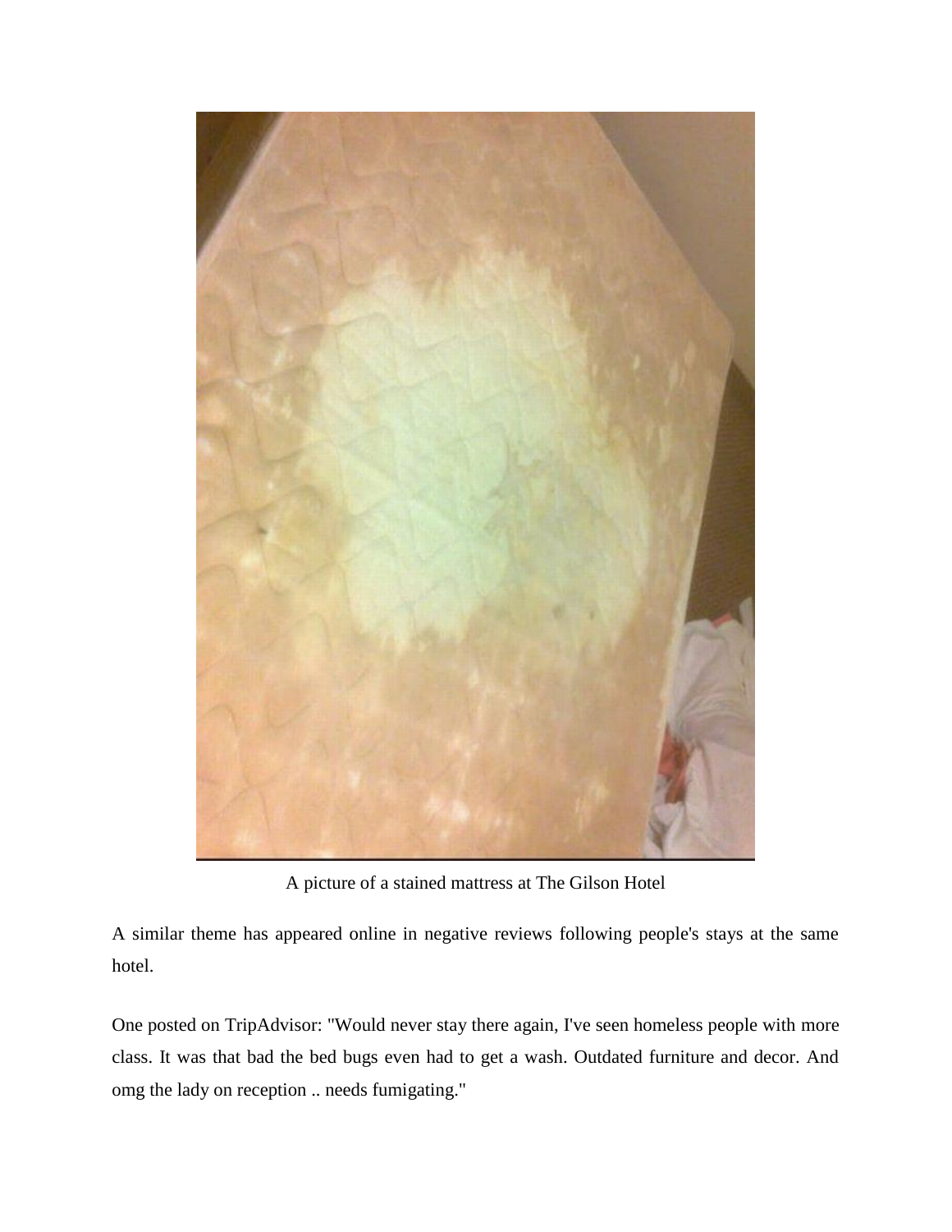A picture of a stained mattress at The Gilson Hotel

A similar theme has appeared online in negative reviews following people's stays at the same hotel.

One posted on TripAdvisor: "Would never stay there again, I've seen homeless people with more class. It was that bad the bed bugs even had to get a wash. Outdated furniture and decor. And omg the lady on reception .. needs fumigating."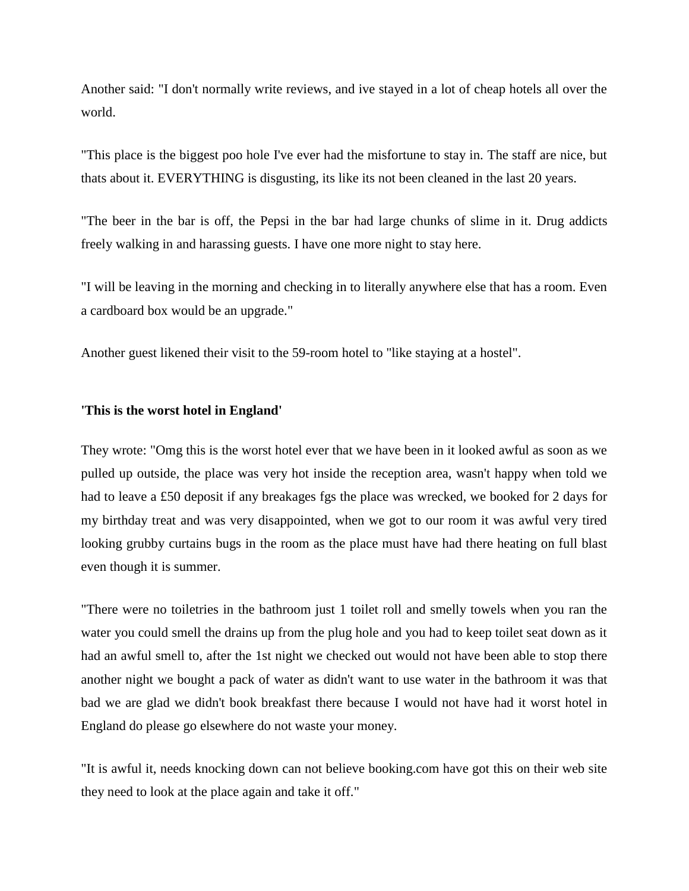Another said: "I don't normally write reviews, and ive stayed in a lot of cheap hotels all over the world.

"This place is the biggest poo hole I've ever had the misfortune to stay in. The staff are nice, but thats about it. EVERYTHING is disgusting, its like its not been cleaned in the last 20 years.

"The beer in the bar is off, the Pepsi in the bar had large chunks of slime in it. Drug addicts freely walking in and harassing guests. I have one more night to stay here.

"I will be leaving in the morning and checking in to literally anywhere else that has a room. Even a cardboard box would be an upgrade."

Another guest likened their visit to the 59-room hotel to "like staying at a hostel".

**'This is the worst hotel in England'**

They wrote: "Omg this is the worst hotel ever that we have been in it looked awful as soon as we pulled up outside, the place was very hot inside the reception area, wasn't happy when told we had to leave a £50 deposit if any breakages fgs the place was wrecked, we booked for 2 days for my birthday treat and was very disappointed, when we got to our room it was awful very tired looking grubby curtains bugs in the room as the place must have had there heating on full blast even though it is summer.

"There were no toiletries in the bathroom just 1 toilet roll and smelly towels when you ran the water you could smell the drains up from the plug hole and you had to keep toilet seat down as it had an awful smell to, after the 1st night we checked out would not have been able to stop there another night we bought a pack of water as didn't want to use water in the bathroom it was that bad we are glad we didn't book breakfast there because I would not have had it worst hotel in England do please go elsewhere do not waste your money.

"It is awful it, needs knocking down can not believe booking.com have got this on their web site they need to look at the place again and take it off."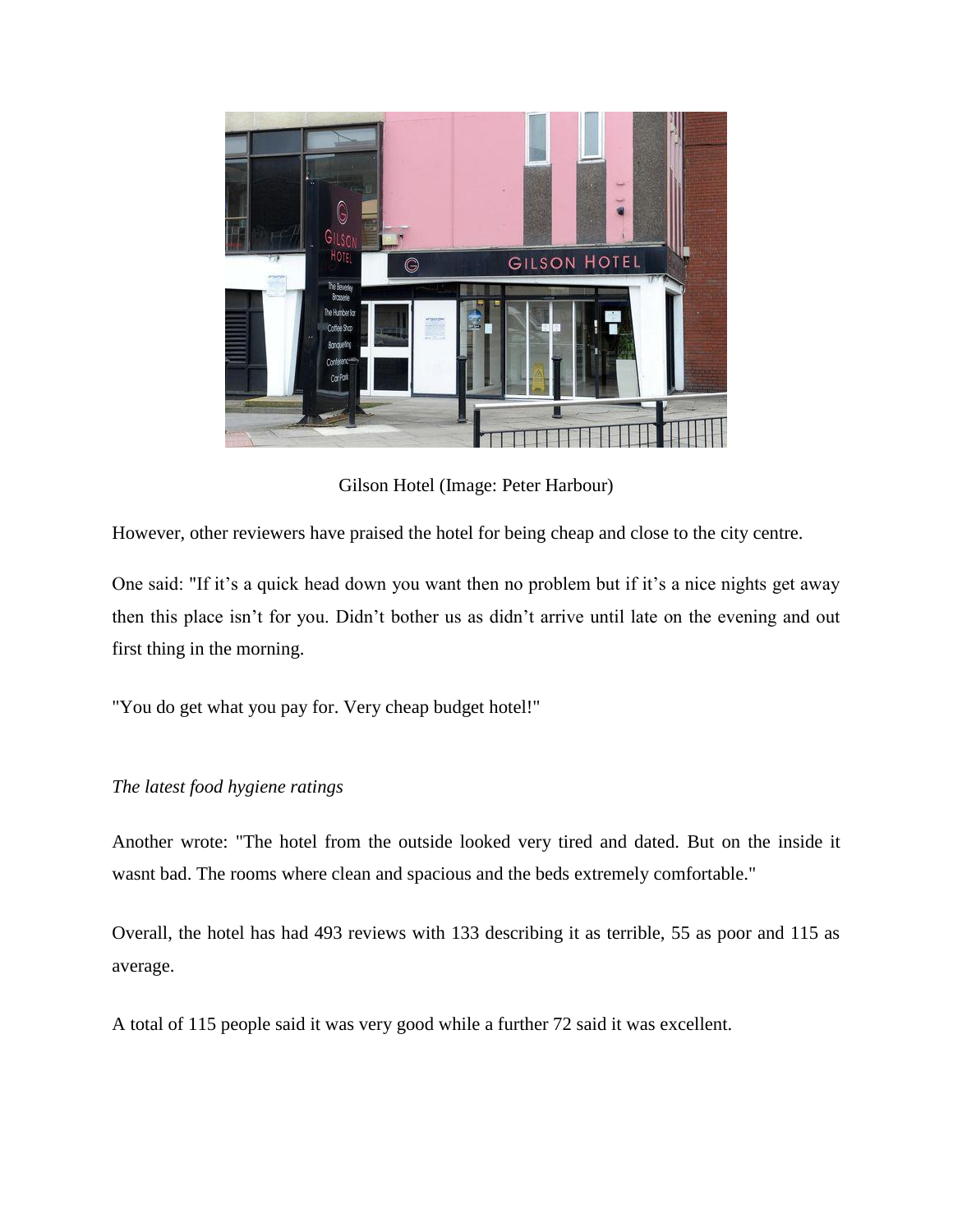Gilson Hotel (Image: Peter Harbour)

However, other reviewers have praised the hotel for being cheap and close to the city centre.

One said: "If it’s a quick head down you want then no problem but if it’s a nice nights get away then this place isn’t for you. Didn’t bother us as didn’t arrive until late on the evening and out first thing in the morning.

"You do get what you pay for. Very cheap budget hotel!"

*The latest food hygiene ratings*

Another wrote: "The hotel from the outside looked very tired and dated. But on the inside it wasnt bad. The rooms where clean and spacious and the beds extremely comfortable."

Overall, the hotel has had 493 reviews with 133 describing it as terrible, 55 as poor and 115 as average.

A total of 115 people said it was very good while a further 72 said it was excellent.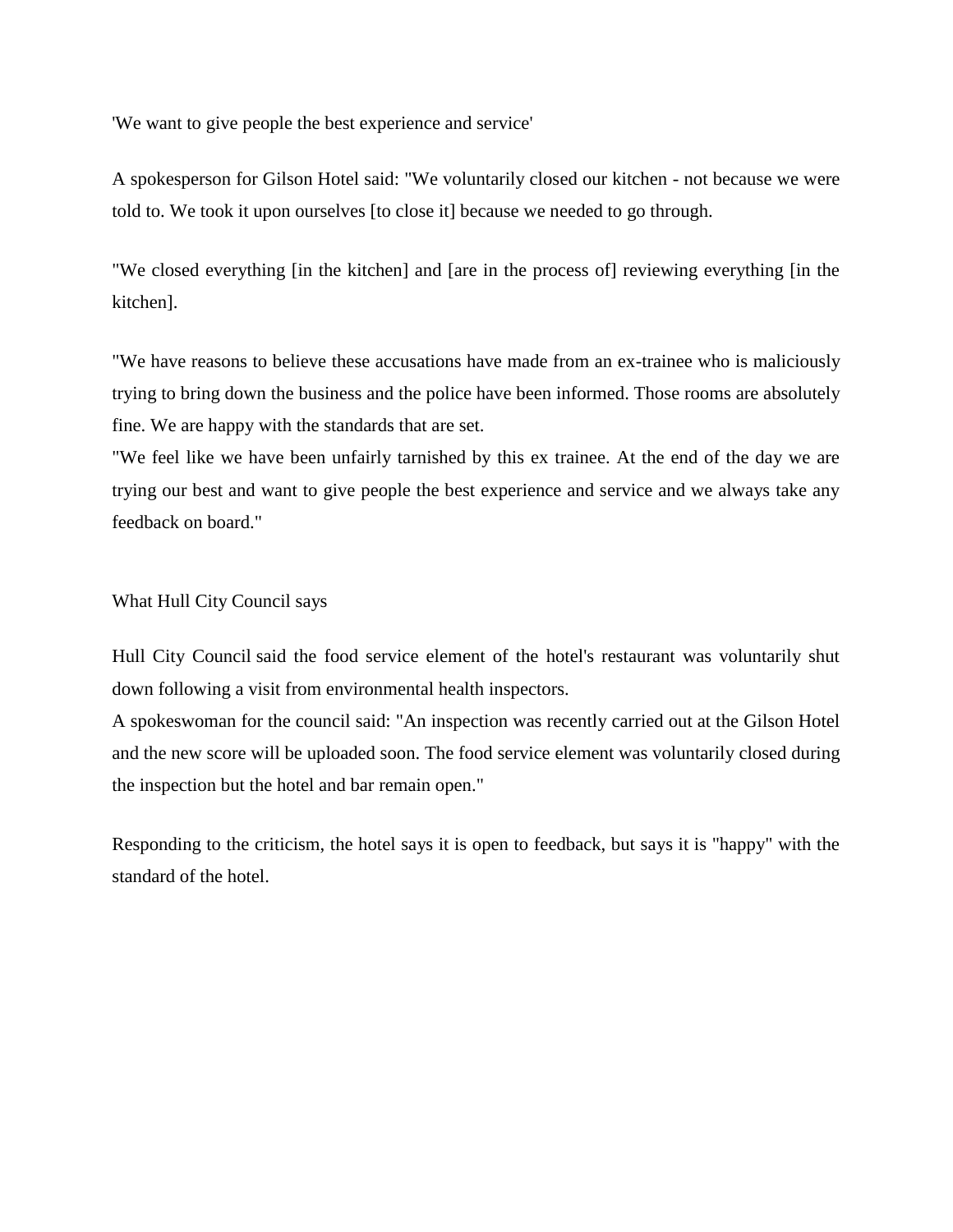## 'We want to give people the best experience and service'

A spokesperson for Gilson Hotel said: "We voluntarily closed our kitchen - not because we were told to. We took it upon ourselves [to close it] because we needed to go through.

"We closed everything [in the kitchen] and [are in the process of] reviewing everything [in the kitchen].

"We have reasons to believe these accusations have made from an ex-trainee who is maliciously trying to bring down the business and the police have been informed. Those rooms are absolutely fine. We are happy with the standards that are set.

"We feel like we have been unfairly tarnished by this ex trainee. At the end of the day we are trying our best and want to give people the best experience and service and we always take any feedback on board."

## What Hull City Council says

Hull City Council said the food service element of the hotel's restaurant was voluntarily shut down following a visit from environmental health inspectors.

A spokeswoman for the council said: "An inspection was recently carried out at the Gilson Hotel and the new score will be uploaded soon. The food service element was voluntarily closed during the inspection but the hotel and bar remain open."

Responding to the criticism, the hotel says it is open to feedback, but says it is "happy" with the standard of the hotel.